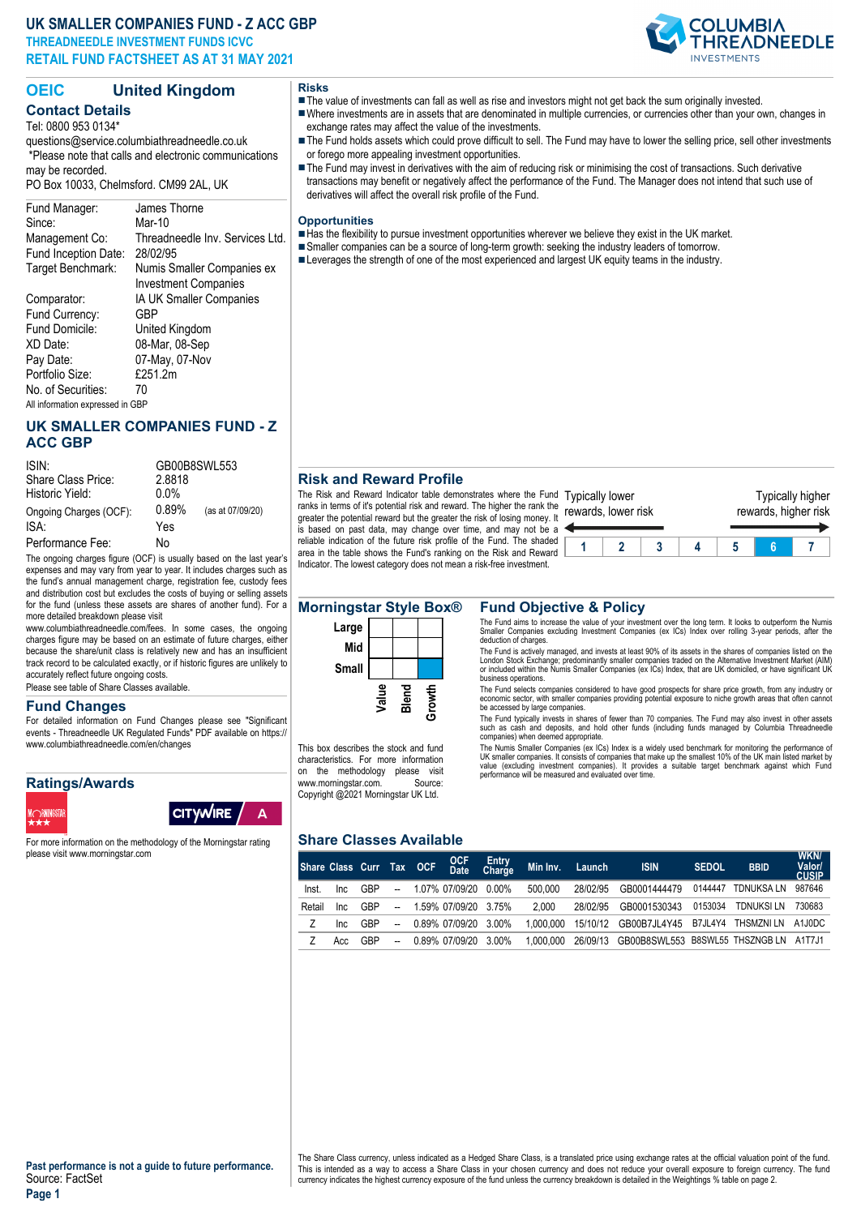# UK SMALLER COMPANIES FUND - Z ACC GBP

**THREADNEEDLE INVESTMENT FUNDS ICVC**

**RETAIL FUND FACTSHEET AS AT 31 MAY 2021**

## OEIC United Kingdom

### Contact Details

Tel: 0800 953 0134*

questions@service.columbiathreadneedle.co.uk

*Please note that calls and electronic communications may be recorded.

PO Box 10033, Chelmsford. CM99 2AL, UK

| | |
|---|---|
| Fund Manager: | James Thorne |
| Since: | Mar-10 |
| Management Co: | Threadneedle Inv. Services Ltd. |
| Fund Inception Date: | 28/02/95 |
| Target Benchmark: | Numis Smaller Companies ex Investment Companies |
| Comparator: | IA UK Smaller Companies |
| Fund Currency: | GBP |
| Fund Domicile: | United Kingdom |
| XD Date: | 08-Mar, 08-Sep |
| Pay Date: | 07-May, 07-Nov |
| Portfolio Size: | £251.2m |
| No. of Securities: | 70 |

All information expressed in GBP

## UK SMALLER COMPANIES FUND - Z ACC GBP

| | |
|---|---|
| ISIN: | GB00B8SWL553 |
| Share Class Price: | 2.8818 |
| Historic Yield: | 0.0% |
| Ongoing Charges (OCF): | 0.89% (as at 07/09/20) |
| ISA: | Yes |
| Performance Fee: | No |

The ongoing charges figure (OCF) is usually based on the last year's expenses and may vary from year to year. It includes charges such as the fund's annual management charge, registration fee, custody fees and distribution cost but excludes the costs of buying or selling assets for the fund (unless these assets are shares of another fund). For a more detailed breakdown please visit www.columbiathreadneedle.com/fees. In some cases, the ongoing charges figure may be based on an estimate of future charges, either because the share/unit class is relatively new and has an insufficient track record to be calculated exactly, or if historic figures are unlikely to accurately reflect future ongoing costs.

Please see table of Share Classes available.

### Fund Changes

For detailed information on Fund Changes please see "Significant events - Threadneedle UK Regulated Funds" PDF available on https://www.columbiathreadneedle.com/en/changes

### Ratings/Awards

Morningstar ★★★ | Citywire A

For more information on the methodology of the Morningstar rating please visit www.morningstar.com

### Risks

- The value of investments can fall as well as rise and investors might not get back the sum originally invested.
- Where investments are in assets that are denominated in multiple currencies, or currencies other than your own, changes in exchange rates may affect the value of the investments.
- The Fund holds assets which could prove difficult to sell. The Fund may have to lower the selling price, sell other investments or forego more appealing investment opportunities.
- The Fund may invest in derivatives with the aim of reducing risk or minimising the cost of transactions. Such derivative transactions may benefit or negatively affect the performance of the Fund. The Manager does not intend that such use of derivatives will affect the overall risk profile of the Fund.

### Opportunities

- Has the flexibility to pursue investment opportunities wherever we believe they exist in the UK market.
- Smaller companies can be a source of long-term growth: seeking the industry leaders of tomorrow.
- Leverages the strength of one of the most experienced and largest UK equity teams in the industry.

### Risk and Reward Profile

The Risk and Reward Indicator table demonstrates where the Fund ranks in terms of it's potential risk and reward. The higher the rank the greater the potential reward but the greater the risk of losing money. It is based on past data, may change over time, and may not be a reliable indication of the future risk profile of the Fund. The shaded area in the table shows the Fund's ranking on the Risk and Reward Indicator. The lowest category does not mean a risk-free investment.

Typically lower rewards, lower risk ← → Typically higher rewards, higher risk

| 1 | 2 | 3 | 4 | 5 | **6** | 7 |
|---|---|---|---|---|---|---|

### Morningstar Style Box®

| | Value | Blend | Growth |
|---|---|---|---|
| Large | | | |
| Mid | | | |
| Small | | | ■ |

This box describes the stock and fund characteristics. For more information on the methodology please visit www.morningstar.com. Source: Copyright @2021 Morningstar UK Ltd.

### Fund Objective & Policy

The Fund aims to increase the value of your investment over the long term. It looks to outperform the Numis Smaller Companies excluding Investment Companies (ex ICs) Index over rolling 3-year periods, after the deduction of charges.

The Fund is actively managed, and invests at least 90% of its assets in the shares of companies listed on the London Stock Exchange; predominantly smaller companies traded on the Alternative Investment Market (AIM) or included within the Numis Smaller Companies (ex ICs) Index, that are UK domiciled, or have significant UK business operations.

The Fund selects companies considered to have good prospects for share price growth, from any industry or economic sector, with smaller companies providing potential exposure to niche growth areas that often cannot be accessed by large companies.

The Fund typically invests in shares of fewer than 70 companies. The Fund may also invest in other assets such as cash and deposits, and hold other funds (including funds managed by Columbia Threadneedle companies) when deemed appropriate.

The Numis Smaller Companies (ex ICs) Index is a widely used benchmark for monitoring the performance of UK smaller companies. It consists of companies that make up the smallest 10% of the UK main listed market by value (excluding investment companies). It provides a suitable target benchmark against which Fund performance will be measured and evaluated over time.

### Share Classes Available

| Share Class | | Curr | Tax | OCF | OCF Date | Entry Charge | Min Inv. | Launch | ISIN | SEDOL | BBID | WKN/ Valor/ CUSIP |
|---|---|---|---|---|---|---|---|---|---|---|---|---|
| Inst. | Inc | GBP | -- | 1.07% | 07/09/20 | 0.00% | 500,000 | 28/02/95 | GB0001444479 | 0144447 | TDNUKSA LN | 987646 |
| Retail | Inc | GBP | -- | 1.59% | 07/09/20 | 3.75% | 2,000 | 28/02/95 | GB0001530343 | 0153034 | TDNUKSI LN | 730683 |
| Z | Inc | GBP | -- | 0.89% | 07/09/20 | 3.00% | 1,000,000 | 15/10/12 | GB00B7JL4Y45 | B7JL4Y4 | THSMZNI LN | A1J0DC |
| Z | Acc | GBP | -- | 0.89% | 07/09/20 | 3.00% | 1,000,000 | 26/09/13 | GB00B8SWL553 | B8SWL55 | THSZNGB LN | A1T7J1 |

**Past performance is not a guide to future performance.**

Source: FactSet

The Share Class currency, unless indicated as a Hedged Share Class, is a translated price using exchange rates at the official valuation point of the fund. This is intended as a way to access a Share Class in your chosen currency and does not reduce your overall exposure to foreign currency. The fund currency indicates the highest currency exposure of the fund unless the currency breakdown is detailed in the Weightings % table on page 2.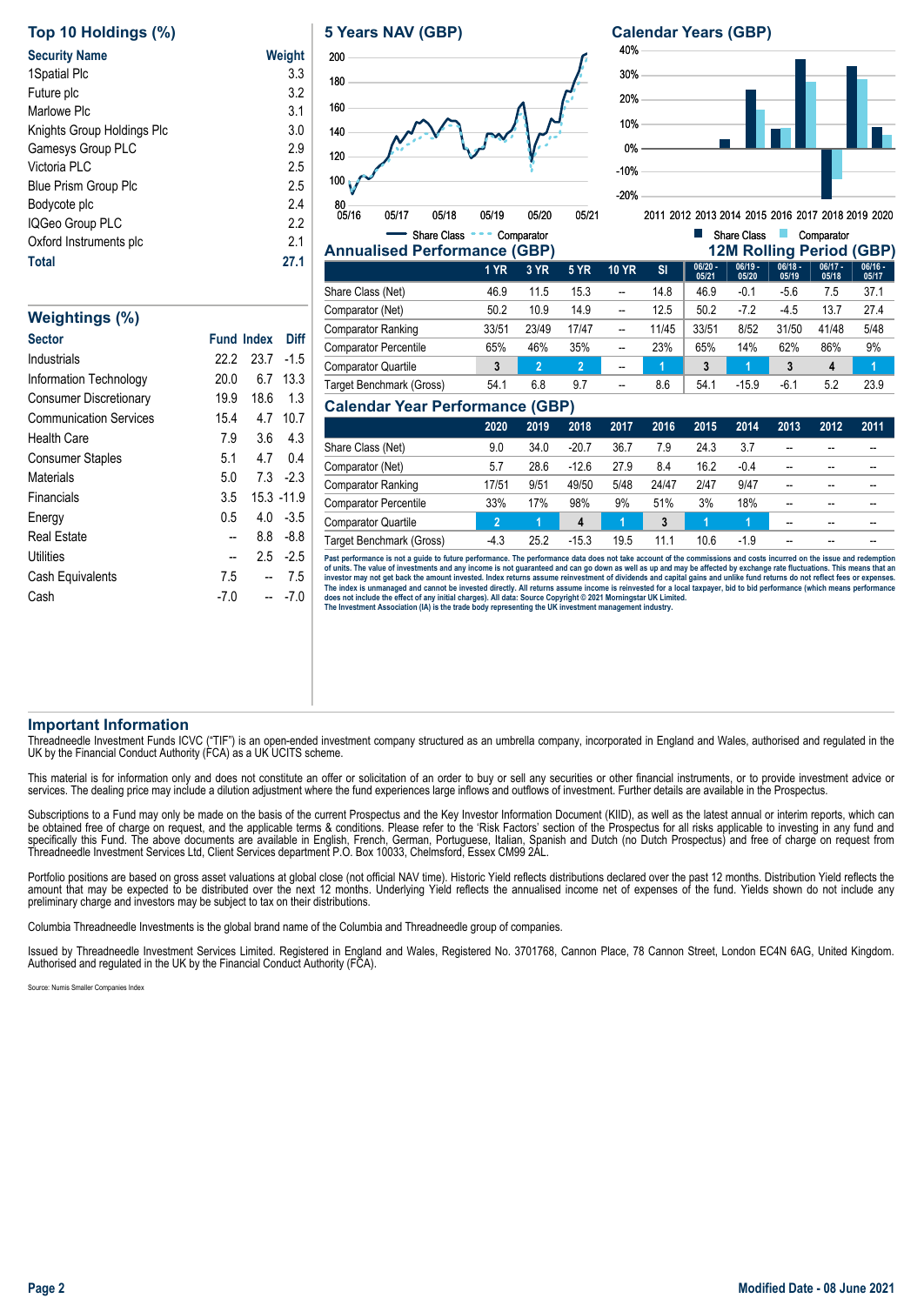## Top 10 Holdings (%)

| Security Name | Weight |
|---|---|
| 1Spatial Plc | 3.3 |
| Future plc | 3.2 |
| Marlowe Plc | 3.1 |
| Knights Group Holdings Plc | 3.0 |
| Gamesys Group PLC | 2.9 |
| Victoria PLC | 2.5 |
| Blue Prism Group Plc | 2.5 |
| Bodycote plc | 2.4 |
| IQGeo Group PLC | 2.2 |
| Oxford Instruments plc | 2.1 |
| **Total** | **27.1** |

## Weightings (%)

| Sector | Fund | Index | Diff |
|---|---|---|---|
| Industrials | 22.2 | 23.7 | -1.5 |
| Information Technology | 20.0 | 6.7 | 13.3 |
| Consumer Discretionary | 19.9 | 18.6 | 1.3 |
| Communication Services | 15.4 | 4.7 | 10.7 |
| Health Care | 7.9 | 3.6 | 4.3 |
| Consumer Staples | 5.1 | 4.7 | 0.4 |
| Materials | 5.0 | 7.3 | -2.3 |
| Financials | 3.5 | 15.3 | -11.9 |
| Energy | 0.5 | 4.0 | -3.5 |
| Real Estate | -- | 8.8 | -8.8 |
| Utilities | -- | 2.5 | -2.5 |
| Cash Equivalents | 7.5 | -- | 7.5 |
| Cash | -7.0 | -- | -7.0 |

## 5 Years NAV (GBP)

200
180
160
140
120
100
80
05/16 05/17 05/18 05/19 05/20 05/21

Share Class — Comparator

## Calendar Years (GBP)

40%
30%
20%
10%
0%
-10%
-20%
2011 2012 2013 2014 2015 2016 2017 2018 2019 2020

Share Class — Comparator

## Annualised Performance (GBP) / 12M Rolling Period (GBP)

| | 1 YR | 3 YR | 5 YR | 10 YR | SI | 06/20 - 05/21 | 06/19 - 05/20 | 06/18 - 05/19 | 06/17 - 05/18 | 06/16 - 05/17 |
|---|---|---|---|---|---|---|---|---|---|---|
| Share Class (Net) | 46.9 | 11.5 | 15.3 | -- | 14.8 | 46.9 | -0.1 | -5.6 | 7.5 | 37.1 |
| Comparator (Net) | 50.2 | 10.9 | 14.9 | -- | 12.5 | 50.2 | -7.2 | -4.5 | 13.7 | 27.4 |
| Comparator Ranking | 33/51 | 23/49 | 17/47 | -- | 11/45 | 33/51 | 8/52 | 31/50 | 41/48 | 5/48 |
| Comparator Percentile | 65% | 46% | 35% | -- | 23% | 65% | 14% | 62% | 86% | 9% |
| Comparator Quartile | 3 | 2 | 2 | -- | 1 | 3 | 1 | 3 | 4 | 1 |
| Target Benchmark (Gross) | 54.1 | 6.8 | 9.7 | -- | 8.6 | 54.1 | -15.9 | -6.1 | 5.2 | 23.9 |

## Calendar Year Performance (GBP)

| | 2020 | 2019 | 2018 | 2017 | 2016 | 2015 | 2014 | 2013 | 2012 | 2011 |
|---|---|---|---|---|---|---|---|---|---|---|
| Share Class (Net) | 9.0 | 34.0 | -20.7 | 36.7 | 7.9 | 24.3 | 3.7 | -- | -- | -- |
| Comparator (Net) | 5.7 | 28.6 | -12.6 | 27.9 | 8.4 | 16.2 | -0.4 | -- | -- | -- |
| Comparator Ranking | 17/51 | 9/51 | 49/50 | 5/48 | 24/47 | 2/47 | 9/47 | -- | -- | -- |
| Comparator Percentile | 33% | 17% | 98% | 9% | 51% | 3% | 18% | -- | -- | -- |
| Comparator Quartile | 2 | 1 | 4 | 1 | 3 | 1 | 1 | -- | -- | -- |
| Target Benchmark (Gross) | -4.3 | 25.2 | -15.3 | 19.5 | 11.1 | 10.6 | -1.9 | -- | -- | -- |

**Past performance is not a guide to future performance. The performance data does not take account of the commissions and costs incurred on the issue and redemption of units. The value of investments and any income is not guaranteed and can go down as well as up and may be affected by exchange rate fluctuations. This means that an investor may not get back the amount invested. Index returns assume reinvestment of dividends and capital gains and unlike fund returns do not reflect fees or expenses. The index is unmanaged and cannot be invested directly. All returns assume income is reinvested for a local taxpayer, bid to bid performance (which means performance does not include the effect of any initial charges). All data: Source Copyright © 2021 Morningstar UK Limited.**
**The Investment Association (IA) is the trade body representing the UK investment management industry.**

## Important Information

Threadneedle Investment Funds ICVC ("TIF") is an open-ended investment company structured as an umbrella company, incorporated in England and Wales, authorised and regulated in the UK by the Financial Conduct Authority (FCA) as a UK UCITS scheme.

This material is for information only and does not constitute an offer or solicitation of an order to buy or sell any securities or other financial instruments, or to provide investment advice or services. The dealing price may include a dilution adjustment where the fund experiences large inflows and outflows of investment. Further details are available in the Prospectus.

Subscriptions to a Fund may only be made on the basis of the current Prospectus and the Key Investor Information Document (KIID), as well as the latest annual or interim reports, which can be obtained free of charge on request, and the applicable terms & conditions. Please refer to the 'Risk Factors' section of the Prospectus for all risks applicable to investing in any fund and specifically this Fund. The above documents are available in English, French, German, Portuguese, Italian, Spanish and Dutch (no Dutch Prospectus) and free of charge on request from Threadneedle Investment Services Ltd, Client Services department P.O. Box 10033, Chelmsford, Essex CM99 2AL.

Portfolio positions are based on gross asset valuations at global close (not official NAV time). Historic Yield reflects distributions declared over the past 12 months. Distribution Yield reflects the amount that may be expected to be distributed over the next 12 months. Underlying Yield reflects the annualised income net of expenses of the fund. Yields shown do not include any preliminary charge and investors may be subject to tax on their distributions.

Columbia Threadneedle Investments is the global brand name of the Columbia and Threadneedle group of companies.

Issued by Threadneedle Investment Services Limited. Registered in England and Wales, Registered No. 3701768, Cannon Place, 78 Cannon Street, London EC4N 6AG, United Kingdom. Authorised and regulated in the UK by the Financial Conduct Authority (FCA).

Source: Numis Smaller Companies Index

Modified Date - 08 June 2021